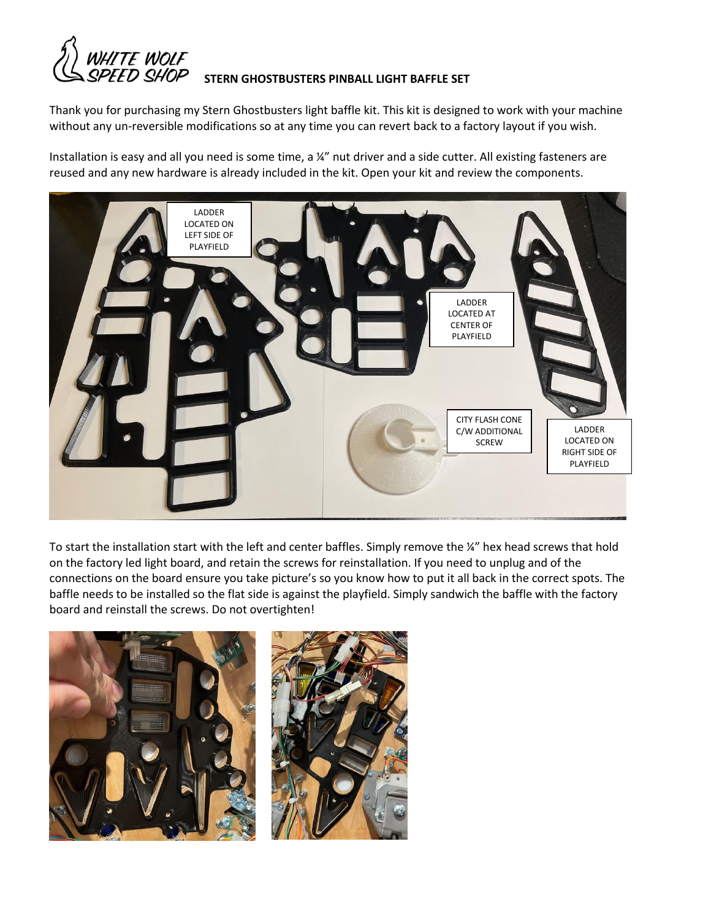WHITE WOLF SPEED SHOP

**STERN GHOSTBUSTERS PINBALL LIGHT BAFFLE SET**

Thank you for purchasing my Stern Ghostbusters light baffle kit. This kit is designed to work with your machine without any un-reversible modifications so at any time you can revert back to a factory layout if you wish.

Installation is easy and all you need is some time, a ¼" nut driver and a side cutter. All existing fasteners are reused and any new hardware is already included in the kit. Open your kit and review the components.

LADDER LOCATED ON LEFT SIDE OF PLAYFIELD

LADDER LOCATED AT CENTER OF PLAYFIELD

CITY FLASH CONE C/W ADDITIONAL SCREW

LADDER LOCATED ON RIGHT SIDE OF PLAYFIELD

To start the installation start with the left and center baffles. Simply remove the ¼" hex head screws that hold on the factory led light board, and retain the screws for reinstallation. If you need to unplug and of the connections on the board ensure you take picture's so you know how to put it all back in the correct spots. The baffle needs to be installed so the flat side is against the playfield. Simply sandwich the baffle with the factory board and reinstall the screws. Do not overtighten!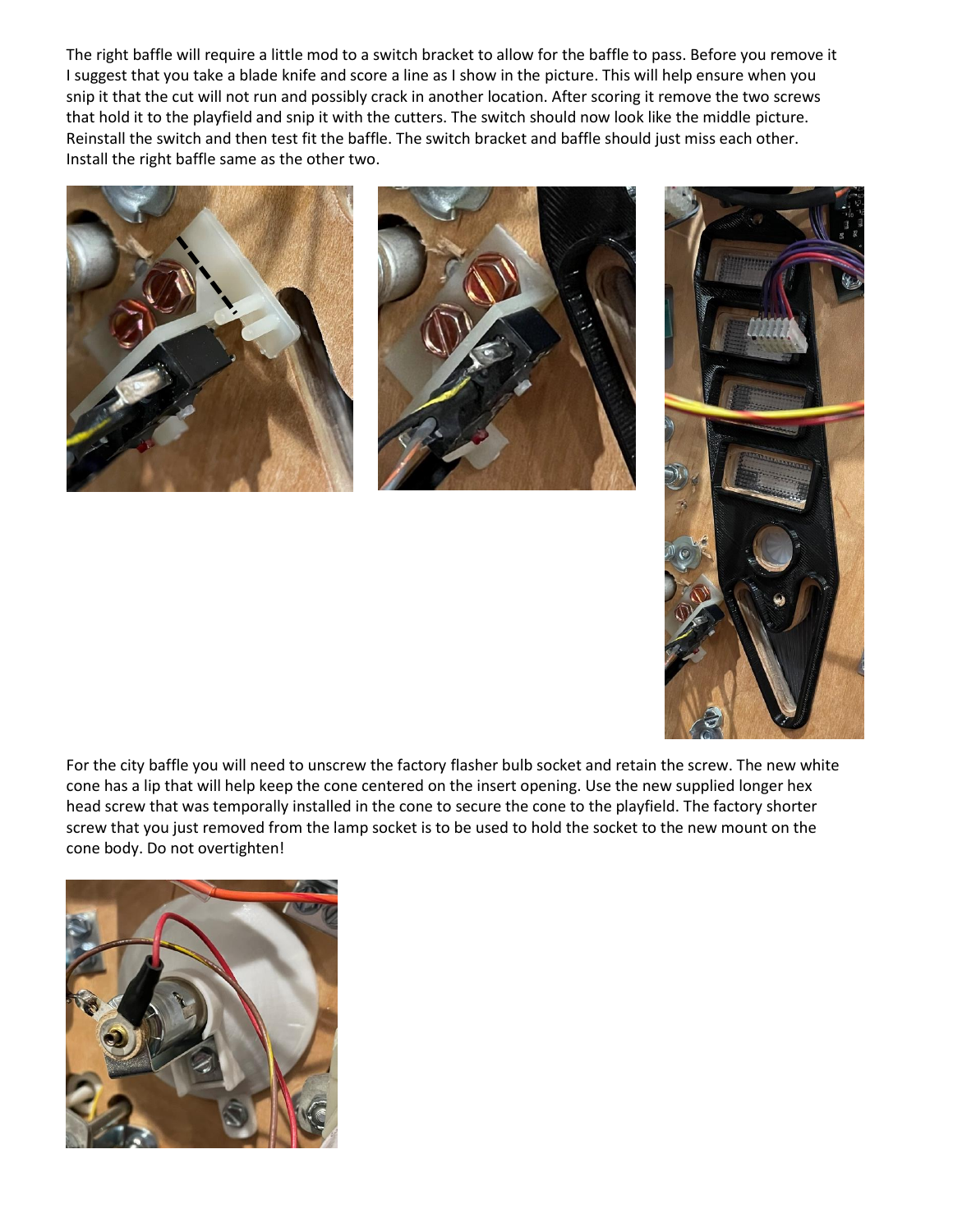The right baffle will require a little mod to a switch bracket to allow for the baffle to pass. Before you remove it I suggest that you take a blade knife and score a line as I show in the picture. This will help ensure when you snip it that the cut will not run and possibly crack in another location. After scoring it remove the two screws that hold it to the playfield and snip it with the cutters. The switch should now look like the middle picture. Reinstall the switch and then test fit the baffle. The switch bracket and baffle should just miss each other. Install the right baffle same as the other two.

For the city baffle you will need to unscrew the factory flasher bulb socket and retain the screw. The new white cone has a lip that will help keep the cone centered on the insert opening. Use the new supplied longer hex head screw that was temporally installed in the cone to secure the cone to the playfield. The factory shorter screw that you just removed from the lamp socket is to be used to hold the socket to the new mount on the cone body. Do not overtighten!